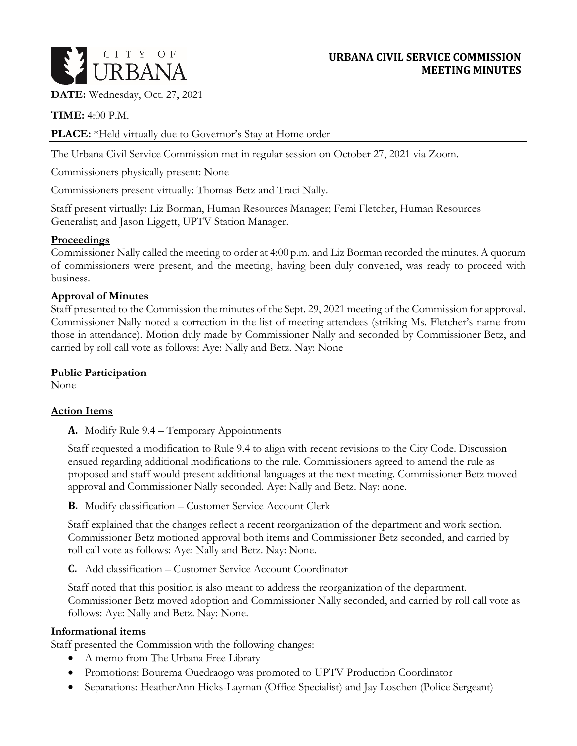CITY OF URBANA

# URBANA CIVIL SERVICE COMMISSION MEETING MINUTES

**DATE:** Wednesday, Oct. 27, 2021

**TIME:** 4:00 P.M.

**PLACE:** *Held virtually due to Governor's Stay at Home order

The Urbana Civil Service Commission met in regular session on October 27, 2021 via Zoom.

Commissioners physically present: None

Commissioners present virtually: Thomas Betz and Traci Nally.

Staff present virtually: Liz Borman, Human Resources Manager; Femi Fletcher, Human Resources Generalist; and Jason Liggett, UPTV Station Manager.

## Proceedings

Commissioner Nally called the meeting to order at 4:00 p.m. and Liz Borman recorded the minutes. A quorum of commissioners were present, and the meeting, having been duly convened, was ready to proceed with business.

## Approval of Minutes

Staff presented to the Commission the minutes of the Sept. 29, 2021 meeting of the Commission for approval. Commissioner Nally noted a correction in the list of meeting attendees (striking Ms. Fletcher's name from those in attendance). Motion duly made by Commissioner Nally and seconded by Commissioner Betz, and carried by roll call vote as follows: Aye: Nally and Betz. Nay: None

## Public Participation

None

## Action Items

**A.** Modify Rule 9.4 – Temporary Appointments

Staff requested a modification to Rule 9.4 to align with recent revisions to the City Code. Discussion ensued regarding additional modifications to the rule. Commissioners agreed to amend the rule as proposed and staff would present additional languages at the next meeting. Commissioner Betz moved approval and Commissioner Nally seconded. Aye: Nally and Betz. Nay: none.

**B.** Modify classification – Customer Service Account Clerk

Staff explained that the changes reflect a recent reorganization of the department and work section. Commissioner Betz motioned approval both items and Commissioner Betz seconded, and carried by roll call vote as follows: Aye: Nally and Betz. Nay: None.

**C.** Add classification – Customer Service Account Coordinator

Staff noted that this position is also meant to address the reorganization of the department. Commissioner Betz moved adoption and Commissioner Nally seconded, and carried by roll call vote as follows: Aye: Nally and Betz. Nay: None.

## Informational items

Staff presented the Commission with the following changes:

- A memo from The Urbana Free Library
- Promotions: Bourema Ouedraogo was promoted to UPTV Production Coordinator
- Separations: HeatherAnn Hicks-Layman (Office Specialist) and Jay Loschen (Police Sergeant)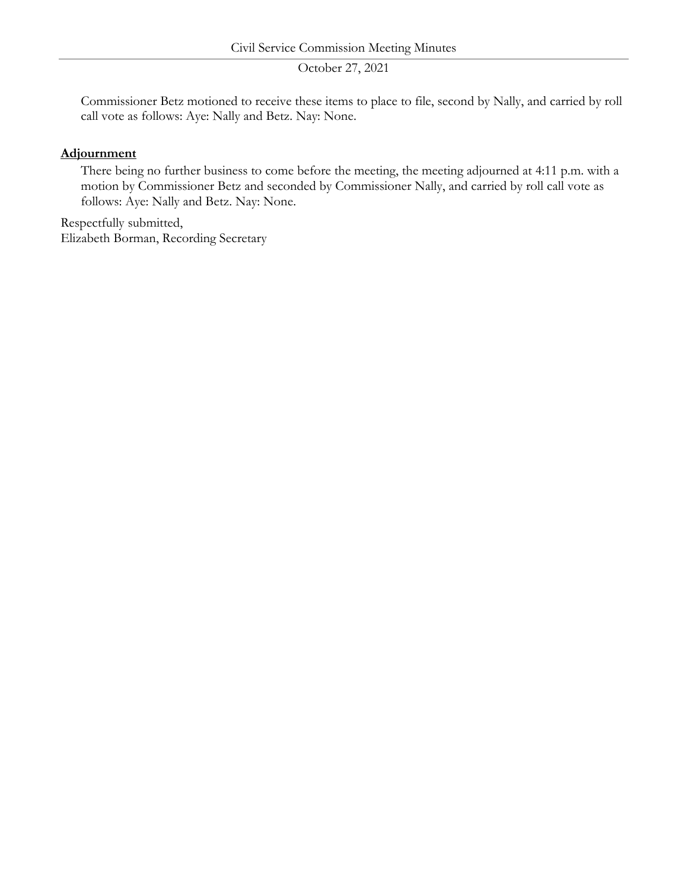Commissioner Betz motioned to receive these items to place to file, second by Nally, and carried by roll call vote as follows: Aye: Nally and Betz. Nay: None.

**Adjournment**

There being no further business to come before the meeting, the meeting adjourned at 4:11 p.m. with a motion by Commissioner Betz and seconded by Commissioner Nally, and carried by roll call vote as follows: Aye: Nally and Betz. Nay: None.

Respectfully submitted,
Elizabeth Borman, Recording Secretary